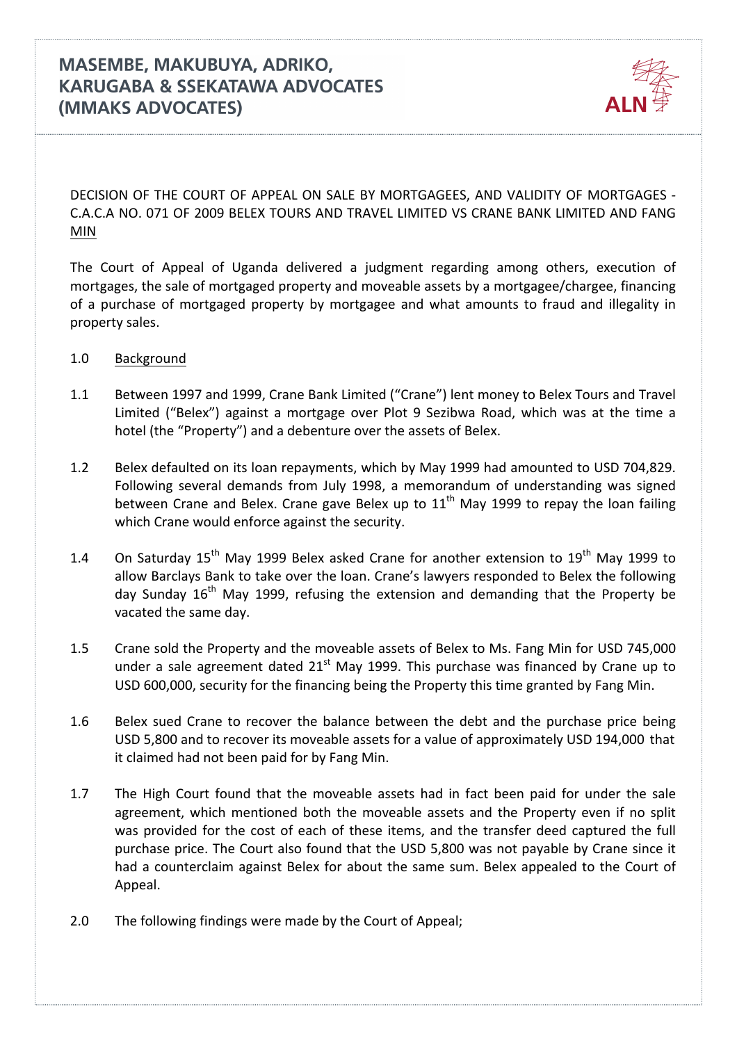# MASEMBE, MAKUBUYA, ADRIKO, KARUGABA & SSEKATAWA ADVOCATES (MMAKS ADVOCATES)

ALN

DECISION OF THE COURT OF APPEAL ON SALE BY MORTGAGEES, AND VALIDITY OF MORTGAGES - C.A.C.A NO. 071 OF 2009 BELEX TOURS AND TRAVEL LIMITED VS CRANE BANK LIMITED AND FANG MIN

The Court of Appeal of Uganda delivered a judgment regarding among others, execution of mortgages, the sale of mortgaged property and moveable assets by a mortgagee/chargee, financing of a purchase of mortgaged property by mortgagee and what amounts to fraud and illegality in property sales.

1.0 Background

1.1 Between 1997 and 1999, Crane Bank Limited ("Crane") lent money to Belex Tours and Travel Limited ("Belex") against a mortgage over Plot 9 Sezibwa Road, which was at the time a hotel (the "Property") and a debenture over the assets of Belex.

1.2 Belex defaulted on its loan repayments, which by May 1999 had amounted to USD 704,829. Following several demands from July 1998, a memorandum of understanding was signed between Crane and Belex. Crane gave Belex up to 11th May 1999 to repay the loan failing which Crane would enforce against the security.

1.4 On Saturday 15th May 1999 Belex asked Crane for another extension to 19th May 1999 to allow Barclays Bank to take over the loan. Crane's lawyers responded to Belex the following day Sunday 16th May 1999, refusing the extension and demanding that the Property be vacated the same day.

1.5 Crane sold the Property and the moveable assets of Belex to Ms. Fang Min for USD 745,000 under a sale agreement dated 21st May 1999. This purchase was financed by Crane up to USD 600,000, security for the financing being the Property this time granted by Fang Min.

1.6 Belex sued Crane to recover the balance between the debt and the purchase price being USD 5,800 and to recover its moveable assets for a value of approximately USD 194,000 that it claimed had not been paid for by Fang Min.

1.7 The High Court found that the moveable assets had in fact been paid for under the sale agreement, which mentioned both the moveable assets and the Property even if no split was provided for the cost of each of these items, and the transfer deed captured the full purchase price. The Court also found that the USD 5,800 was not payable by Crane since it had a counterclaim against Belex for about the same sum. Belex appealed to the Court of Appeal.

2.0 The following findings were made by the Court of Appeal;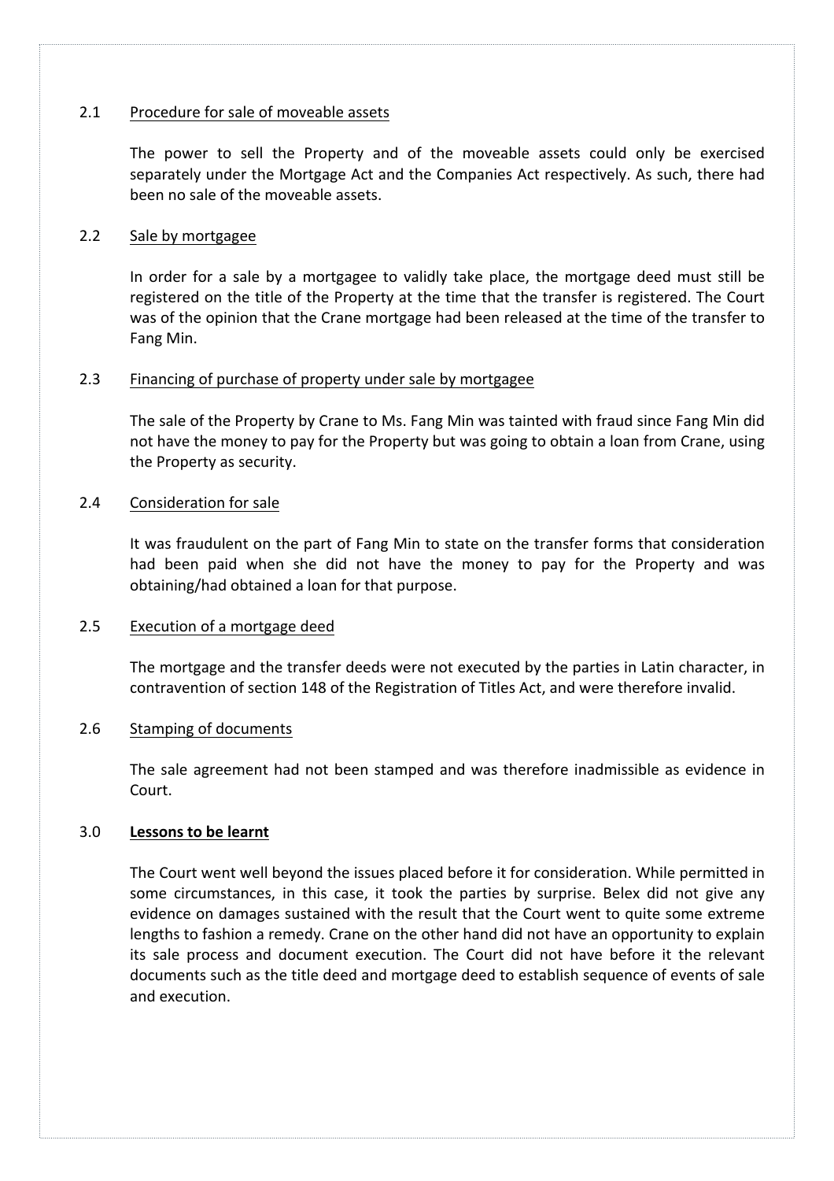### 2.1 Procedure for sale of moveable assets

The power to sell the Property and of the moveable assets could only be exercised separately under the Mortgage Act and the Companies Act respectively. As such, there had been no sale of the moveable assets.

### 2.2 Sale by mortgagee

In order for a sale by a mortgagee to validly take place, the mortgage deed must still be registered on the title of the Property at the time that the transfer is registered. The Court was of the opinion that the Crane mortgage had been released at the time of the transfer to Fang Min.

### 2.3 Financing of purchase of property under sale by mortgagee

The sale of the Property by Crane to Ms. Fang Min was tainted with fraud since Fang Min did not have the money to pay for the Property but was going to obtain a loan from Crane, using the Property as security.

### 2.4 Consideration for sale

It was fraudulent on the part of Fang Min to state on the transfer forms that consideration had been paid when she did not have the money to pay for the Property and was obtaining/had obtained a loan for that purpose.

### 2.5 Execution of a mortgage deed

The mortgage and the transfer deeds were not executed by the parties in Latin character, in contravention of section 148 of the Registration of Titles Act, and were therefore invalid.

### 2.6 Stamping of documents

The sale agreement had not been stamped and was therefore inadmissible as evidence in Court.

## 3.0 **Lessons to be learnt**

The Court went well beyond the issues placed before it for consideration. While permitted in some circumstances, in this case, it took the parties by surprise. Belex did not give any evidence on damages sustained with the result that the Court went to quite some extreme lengths to fashion a remedy. Crane on the other hand did not have an opportunity to explain its sale process and document execution. The Court did not have before it the relevant documents such as the title deed and mortgage deed to establish sequence of events of sale and execution.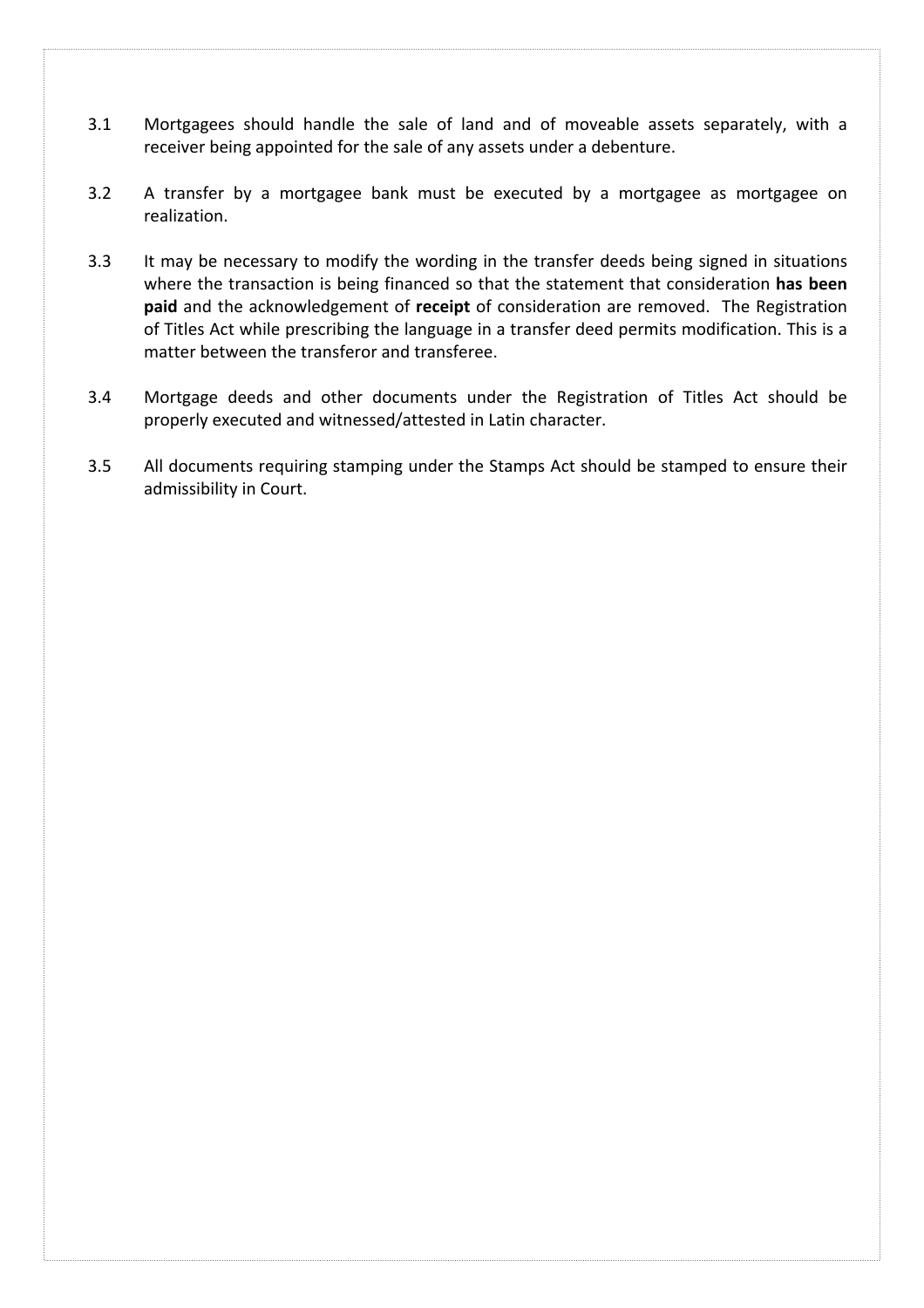3.1 Mortgagees should handle the sale of land and of moveable assets separately, with a receiver being appointed for the sale of any assets under a debenture.

3.2 A transfer by a mortgagee bank must be executed by a mortgagee as mortgagee on realization.

3.3 It may be necessary to modify the wording in the transfer deeds being signed in situations where the transaction is being financed so that the statement that consideration **has been paid** and the acknowledgement of **receipt** of consideration are removed. The Registration of Titles Act while prescribing the language in a transfer deed permits modification. This is a matter between the transferor and transferee.

3.4 Mortgage deeds and other documents under the Registration of Titles Act should be properly executed and witnessed/attested in Latin character.

3.5 All documents requiring stamping under the Stamps Act should be stamped to ensure their admissibility in Court.